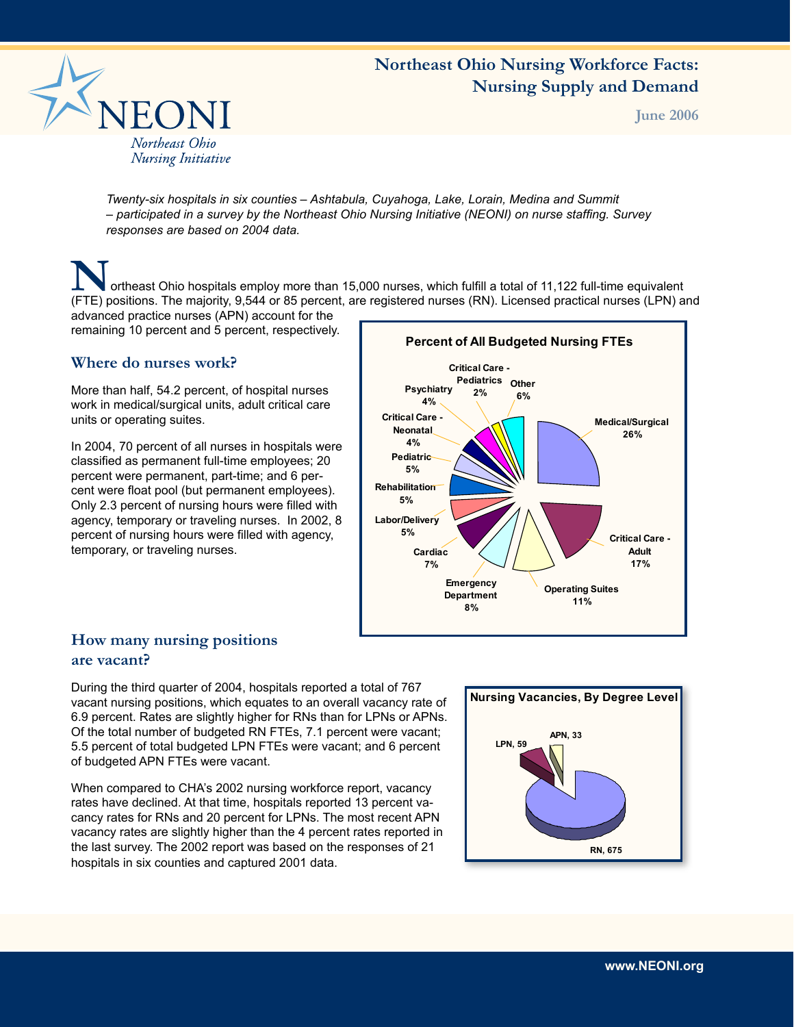# Northeast Ohio Nursing Workforce Facts: Nursing Supply and Demand

**June 2006**

NEONI
*Northeast Ohio Nursing Initiative*

*Twenty-six hospitals in six counties – Ashtabula, Cuyahoga, Lake, Lorain, Medina and Summit – participated in a survey by the Northeast Ohio Nursing Initiative (NEONI) on nurse staffing. Survey responses are based on 2004 data.*

Northeast Ohio hospitals employ more than 15,000 nurses, which fulfill a total of 11,122 full-time equivalent (FTE) positions. The majority, 9,544 or 85 percent, are registered nurses (RN). Licensed practical nurses (LPN) and advanced practice nurses (APN) account for the remaining 10 percent and 5 percent, respectively.

## Where do nurses work?

More than half, 54.2 percent, of hospital nurses work in medical/surgical units, adult critical care units or operating suites.

In 2004, 70 percent of all nurses in hospitals were classified as permanent full-time employees; 20 percent were permanent, part-time; and 6 percent were float pool (but permanent employees). Only 2.3 percent of nursing hours were filled with agency, temporary or traveling nurses. In 2002, 8 percent of nursing hours were filled with agency, temporary, or traveling nurses.

**Percent of All Budgeted Nursing FTEs**

| Unit | Percent |
|---|---|
| Medical/Surgical | 26% |
| Critical Care - Adult | 17% |
| Operating Suites | 11% |
| Emergency Department | 8% |
| Cardiac | 7% |
| Labor/Delivery | 5% |
| Rehabilitation | 5% |
| Pediatric | 5% |
| Critical Care - Neonatal | 4% |
| Psychiatry | 4% |
| Critical Care - Pediatrics | 2% |
| Other | 6% |

## How many nursing positions are vacant?

During the third quarter of 2004, hospitals reported a total of 767 vacant nursing positions, which equates to an overall vacancy rate of 6.9 percent. Rates are slightly higher for RNs than for LPNs or APNs. Of the total number of budgeted RN FTEs, 7.1 percent were vacant; 5.5 percent of total budgeted LPN FTEs were vacant; and 6 percent of budgeted APN FTEs were vacant.

When compared to CHA's 2002 nursing workforce report, vacancy rates have declined. At that time, hospitals reported 13 percent vacancy rates for RNs and 20 percent for LPNs. The most recent APN vacancy rates are slightly higher than the 4 percent rates reported in the last survey. The 2002 report was based on the responses of 21 hospitals in six counties and captured 2001 data.

**Nursing Vacancies, By Degree Level**

| Degree Level | Vacancies |
|---|---|
| RN | 675 |
| LPN | 59 |
| APN | 33 |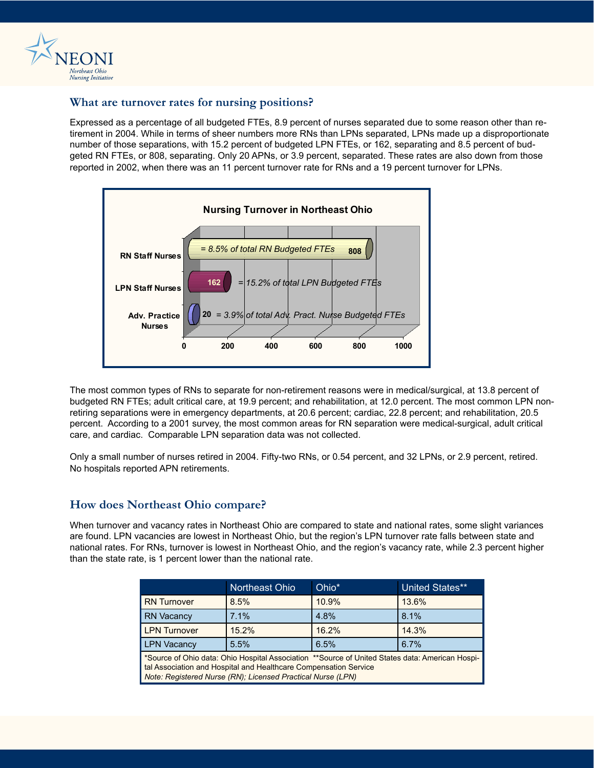## What are turnover rates for nursing positions?

Expressed as a percentage of all budgeted FTEs, 8.9 percent of nurses separated due to some reason other than retirement in 2004. While in terms of sheer numbers more RNs than LPNs separated, LPNs made up a disproportionate number of those separations, with 15.2 percent of budgeted LPN FTEs, or 162, separating and 8.5 percent of budgeted RN FTEs, or 808, separating. Only 20 APNs, or 3.9 percent, separated. These rates are also down from those reported in 2002, when there was an 11 percent turnover rate for RNs and a 19 percent turnover for LPNs.

**Nursing Turnover in Northeast Ohio**

| | Number | |
|---|---|---|
| RN Staff Nurses | 808 | = 8.5% of total RN Budgeted FTEs |
| LPN Staff Nurses | 162 | = 15.2% of total LPN Budgeted FTEs |
| Adv. Practice Nurses | 20 | = 3.9% of total Adv. Pract. Nurse Budgeted FTEs |

The most common types of RNs to separate for non-retirement reasons were in medical/surgical, at 13.8 percent of budgeted RN FTEs; adult critical care, at 19.9 percent; and rehabilitation, at 12.0 percent. The most common LPN non-retiring separations were in emergency departments, at 20.6 percent; cardiac, 22.8 percent; and rehabilitation, 20.5 percent. According to a 2001 survey, the most common areas for RN separation were medical-surgical, adult critical care, and cardiac. Comparable LPN separation data was not collected.

Only a small number of nurses retired in 2004. Fifty-two RNs, or 0.54 percent, and 32 LPNs, or 2.9 percent, retired. No hospitals reported APN retirements.

## How does Northeast Ohio compare?

When turnover and vacancy rates in Northeast Ohio are compared to state and national rates, some slight variances are found. LPN vacancies are lowest in Northeast Ohio, but the region's LPN turnover rate falls between state and national rates. For RNs, turnover is lowest in Northeast Ohio, and the region's vacancy rate, while 2.3 percent higher than the state rate, is 1 percent lower than the national rate.

| | Northeast Ohio | Ohio* | United States** |
|---|---|---|---|
| RN Turnover | 8.5% | 10.9% | 13.6% |
| RN Vacancy | 7.1% | 4.8% | 8.1% |
| LPN Turnover | 15.2% | 16.2% | 14.3% |
| LPN Vacancy | 5.5% | 6.5% | 6.7% |

*Source of Ohio data: Ohio Hospital Association **Source of United States data: American Hospital Association and Hospital and Healthcare Compensation Service

*Note: Registered Nurse (RN); Licensed Practical Nurse (LPN)*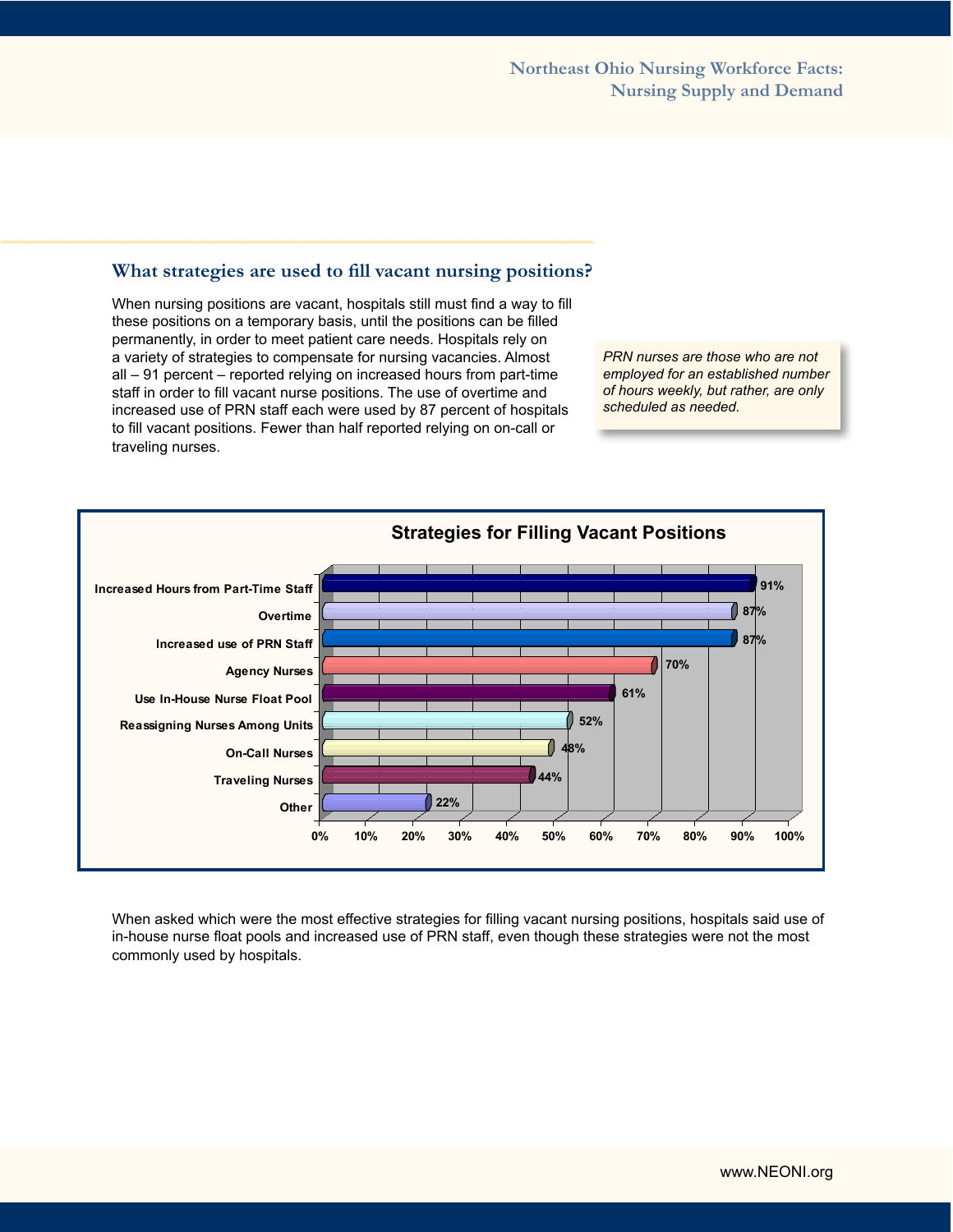## What strategies are used to fill vacant nursing positions?

When nursing positions are vacant, hospitals still must find a way to fill these positions on a temporary basis, until the positions can be filled permanently, in order to meet patient care needs. Hospitals rely on a variety of strategies to compensate for nursing vacancies. Almost all – 91 percent – reported relying on increased hours from part-time staff in order to fill vacant nurse positions. The use of overtime and increased use of PRN staff each were used by 87 percent of hospitals to fill vacant positions. Fewer than half reported relying on on-call or traveling nurses.

*PRN nurses are those who are not employed for an established number of hours weekly, but rather, are only scheduled as needed.*

**Strategies for Filling Vacant Positions**

| Strategy | Percent |
| --- | --- |
| Increased Hours from Part-Time Staff | 91% |
| Overtime | 87% |
| Increased use of PRN Staff | 87% |
| Agency Nurses | 70% |
| Use In-House Nurse Float Pool | 61% |
| Reassigning Nurses Among Units | 52% |
| On-Call Nurses | 48% |
| Traveling Nurses | 44% |
| Other | 22% |

When asked which were the most effective strategies for filling vacant nursing positions, hospitals said use of in-house nurse float pools and increased use of PRN staff, even though these strategies were not the most commonly used by hospitals.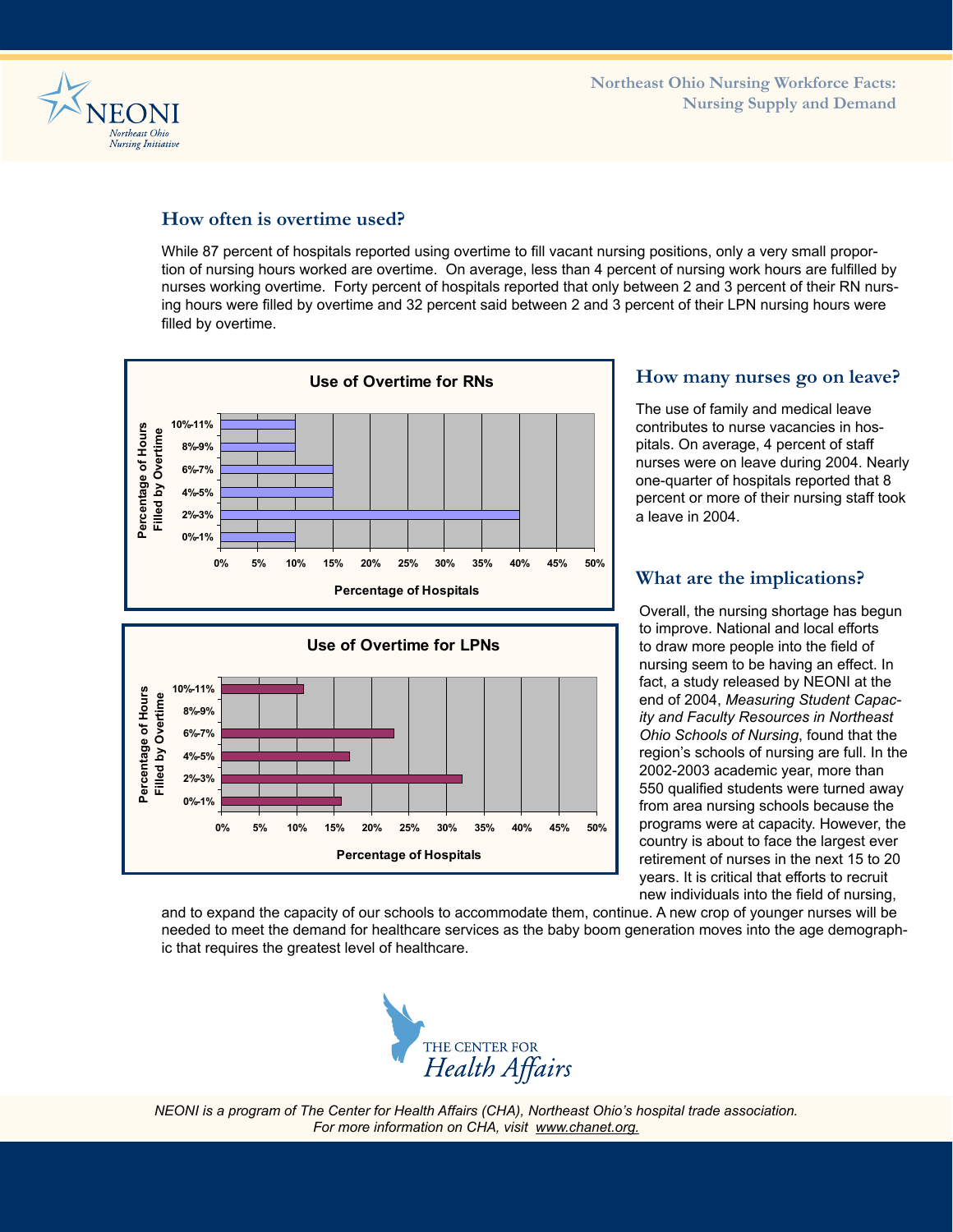## How often is overtime used?

While 87 percent of hospitals reported using overtime to fill vacant nursing positions, only a very small proportion of nursing hours worked are overtime. On average, less than 4 percent of nursing work hours are fulfilled by nurses working overtime. Forty percent of hospitals reported that only between 2 and 3 percent of their RN nursing hours were filled by overtime and 32 percent said between 2 and 3 percent of their LPN nursing hours were filled by overtime.

**Use of Overtime for RNs**

Percentage of Hours Filled by Overtime

10%-11%
8%-9%
6%-7%
4%-5%
2%-3%
0%-1%

0% 5% 10% 15% 20% 25% 30% 35% 40% 45% 50%

Percentage of Hospitals

**Use of Overtime for LPNs**

Percentage of Hours Filled by Overtime

10%-11%
8%-9%
6%-7%
4%-5%
2%-3%
0%-1%

0% 5% 10% 15% 20% 25% 30% 35% 40% 45% 50%

Percentage of Hospitals

## How many nurses go on leave?

The use of family and medical leave contributes to nurse vacancies in hospitals. On average, 4 percent of staff nurses were on leave during 2004. Nearly one-quarter of hospitals reported that 8 percent or more of their nursing staff took a leave in 2004.

## What are the implications?

Overall, the nursing shortage has begun to improve. National and local efforts to draw more people into the field of nursing seem to be having an effect. In fact, a study released by NEONI at the end of 2004, *Measuring Student Capacity and Faculty Resources in Northeast Ohio Schools of Nursing*, found that the region's schools of nursing are full. In the 2002-2003 academic year, more than 550 qualified students were turned away from area nursing schools because the programs were at capacity. However, the country is about to face the largest ever retirement of nurses in the next 15 to 20 years. It is critical that efforts to recruit new individuals into the field of nursing, and to expand the capacity of our schools to accommodate them, continue. A new crop of younger nurses will be needed to meet the demand for healthcare services as the baby boom generation moves into the age demographic that requires the greatest level of healthcare.

*NEONI is a program of The Center for Health Affairs (CHA), Northeast Ohio's hospital trade association.*
*For more information on CHA, visit www.chanet.org.*